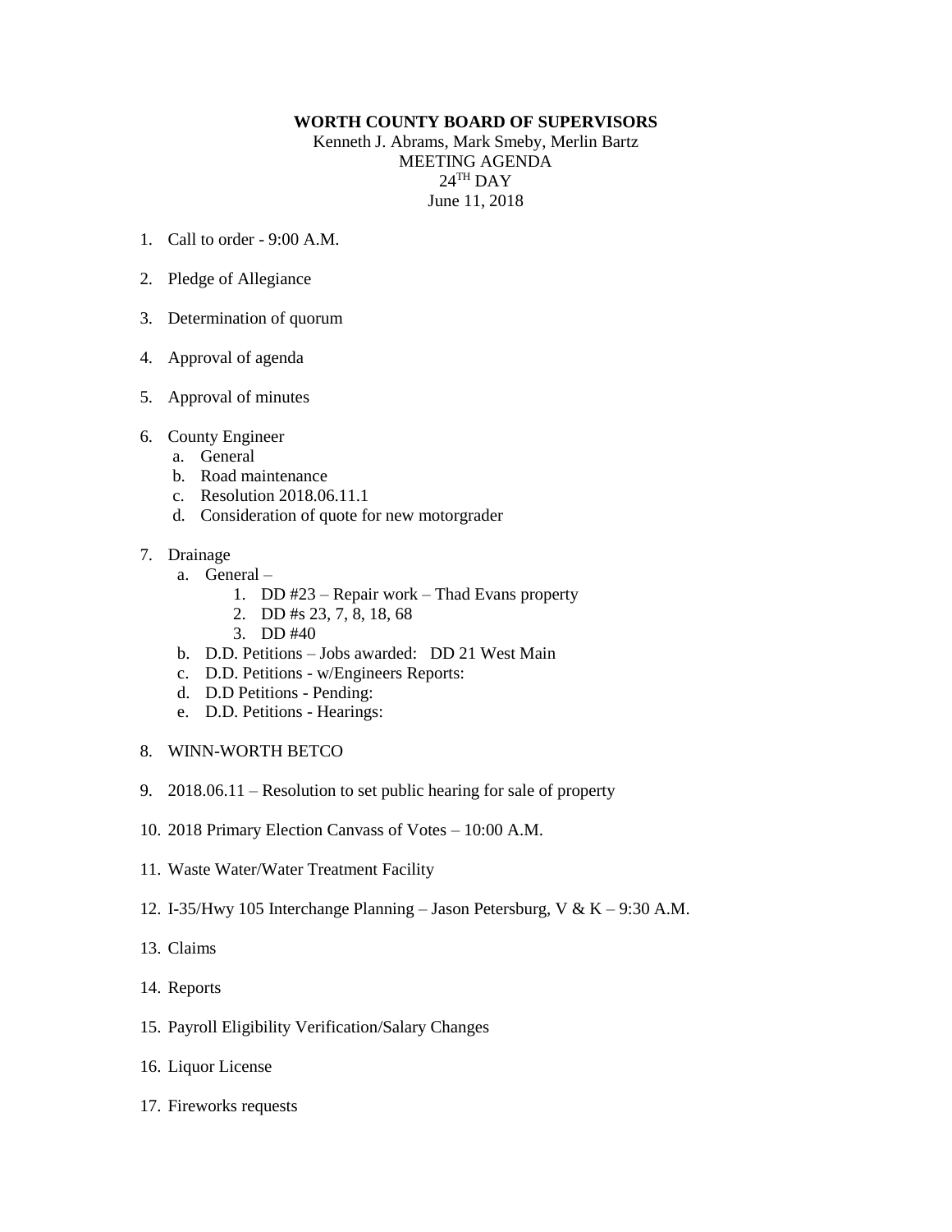**WORTH COUNTY BOARD OF SUPERVISORS**

Kenneth J. Abrams, Mark Smeby, Merlin Bartz
MEETING AGENDA
24TH DAY
June 11, 2018

1. Call to order - 9:00 A.M.

2. Pledge of Allegiance

3. Determination of quorum

4. Approval of agenda

5. Approval of minutes

6. County Engineer
   a. General
   b. Road maintenance
   c. Resolution 2018.06.11.1
   d. Consideration of quote for new motorgrader

7. Drainage
   a. General –
      1. DD #23 – Repair work – Thad Evans property
      2. DD #s 23, 7, 8, 18, 68
      3. DD #40
   b. D.D. Petitions – Jobs awarded: DD 21 West Main
   c. D.D. Petitions - w/Engineers Reports:
   d. D.D Petitions - Pending:
   e. D.D. Petitions - Hearings:

8. WINN-WORTH BETCO

9. 2018.06.11 – Resolution to set public hearing for sale of property

10. 2018 Primary Election Canvass of Votes – 10:00 A.M.

11. Waste Water/Water Treatment Facility

12. I-35/Hwy 105 Interchange Planning – Jason Petersburg, V & K – 9:30 A.M.

13. Claims

14. Reports

15. Payroll Eligibility Verification/Salary Changes

16. Liquor License

17. Fireworks requests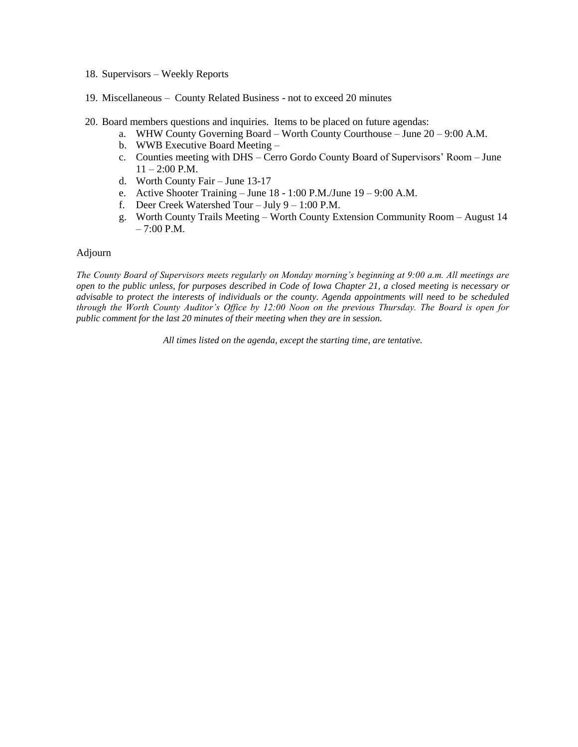18. Supervisors – Weekly Reports

19. Miscellaneous – County Related Business - not to exceed 20 minutes

20. Board members questions and inquiries. Items to be placed on future agendas:
    a. WHW County Governing Board – Worth County Courthouse – June 20 – 9:00 A.M.
    b. WWB Executive Board Meeting –
    c. Counties meeting with DHS – Cerro Gordo County Board of Supervisors' Room – June 11 – 2:00 P.M.
    d. Worth County Fair – June 13-17
    e. Active Shooter Training – June 18 - 1:00 P.M./June 19 – 9:00 A.M.
    f. Deer Creek Watershed Tour – July 9 – 1:00 P.M.
    g. Worth County Trails Meeting – Worth County Extension Community Room – August 14 – 7:00 P.M.

Adjourn

*The County Board of Supervisors meets regularly on Monday morning's beginning at 9:00 a.m. All meetings are open to the public unless, for purposes described in Code of Iowa Chapter 21, a closed meeting is necessary or advisable to protect the interests of individuals or the county. Agenda appointments will need to be scheduled through the Worth County Auditor's Office by 12:00 Noon on the previous Thursday. The Board is open for public comment for the last 20 minutes of their meeting when they are in session.*

*All times listed on the agenda, except the starting time, are tentative.*